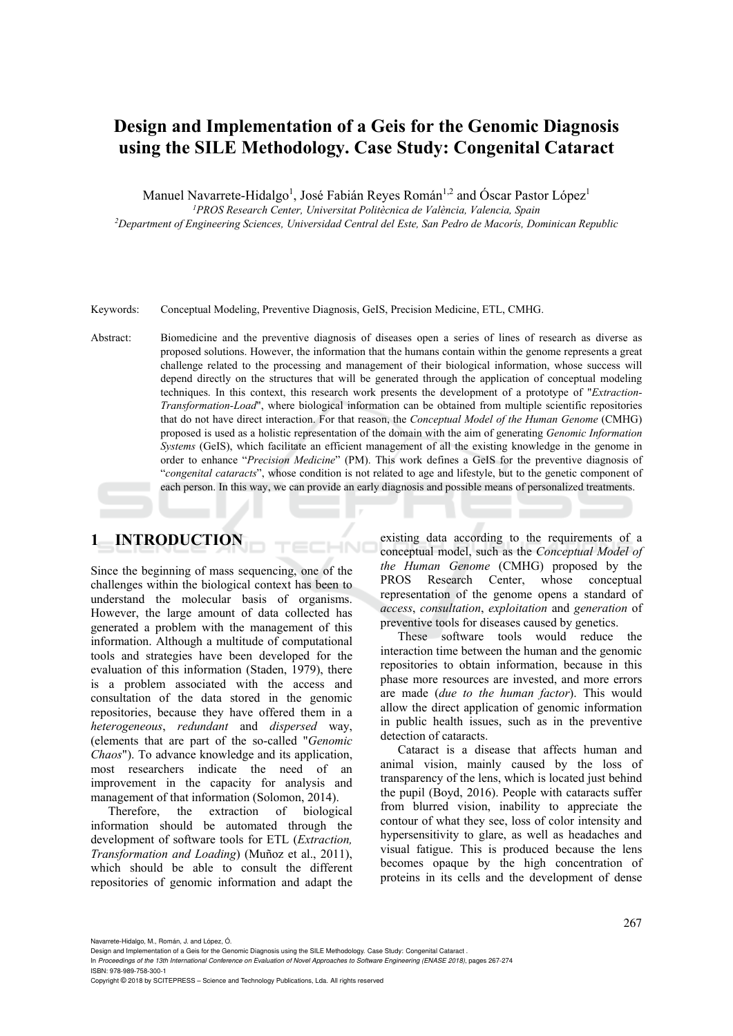# Design and Implementation of a Geis for the Genomic Diagnosis using the SILE Methodology. Case Study: Congenital Cataract

Manuel Navarrete-Hidalgo[1], José Fabián Reyes Román[1,2] and Óscar Pastor López[1]

[1]*PROS Research Center, Universitat Politècnica de València, Valencia, Spain*
[2]*Department of Engineering Sciences, Universidad Central del Este, San Pedro de Macorís, Dominican Republic*

Keywords: Conceptual Modeling, Preventive Diagnosis, GeIS, Precision Medicine, ETL, CMHG.

Abstract: Biomedicine and the preventive diagnosis of diseases open a series of lines of research as diverse as proposed solutions. However, the information that the humans contain within the genome represents a great challenge related to the processing and management of their biological information, whose success will depend directly on the structures that will be generated through the application of conceptual modeling techniques. In this context, this research work presents the development of a prototype of "*Extraction-Transformation-Load*", where biological information can be obtained from multiple scientific repositories that do not have direct interaction. For that reason, the *Conceptual Model of the Human Genome* (CMHG) proposed is used as a holistic representation of the domain with the aim of generating *Genomic Information Systems* (GeIS), which facilitate an efficient management of all the existing knowledge in the genome in order to enhance "*Precision Medicine*" (PM). This work defines a GeIS for the preventive diagnosis of "*congenital cataracts*", whose condition is not related to age and lifestyle, but to the genetic component of each person. In this way, we can provide an early diagnosis and possible means of personalized treatments.

## 1 INTRODUCTION

Since the beginning of mass sequencing, one of the challenges within the biological context has been to understand the molecular basis of organisms. However, the large amount of data collected has generated a problem with the management of this information. Although a multitude of computational tools and strategies have been developed for the evaluation of this information (Staden, 1979), there is a problem associated with the access and consultation of the data stored in the genomic repositories, because they have offered them in a *heterogeneous*, *redundant* and *dispersed* way, (elements that are part of the so-called "*Genomic Chaos*"). To advance knowledge and its application, most researchers indicate the need of an improvement in the capacity for analysis and management of that information (Solomon, 2014).

Therefore, the extraction of biological information should be automated through the development of software tools for ETL (*Extraction, Transformation and Loading*) (Muñoz et al., 2011), which should be able to consult the different repositories of genomic information and adapt the existing data according to the requirements of a conceptual model, such as the *Conceptual Model of the Human Genome* (CMHG) proposed by the PROS Research Center, whose conceptual representation of the genome opens a standard of *access*, *consultation*, *exploitation* and *generation* of preventive tools for diseases caused by genetics.

These software tools would reduce the interaction time between the human and the genomic repositories to obtain information, because in this phase more resources are invested, and more errors are made (*due to the human factor*). This would allow the direct application of genomic information in public health issues, such as in the preventive detection of cataracts.

Cataract is a disease that affects human and animal vision, mainly caused by the loss of transparency of the lens, which is located just behind the pupil (Boyd, 2016). People with cataracts suffer from blurred vision, inability to appreciate the contour of what they see, loss of color intensity and hypersensitivity to glare, as well as headaches and visual fatigue. This is produced because the lens becomes opaque by the high concentration of proteins in its cells and the development of dense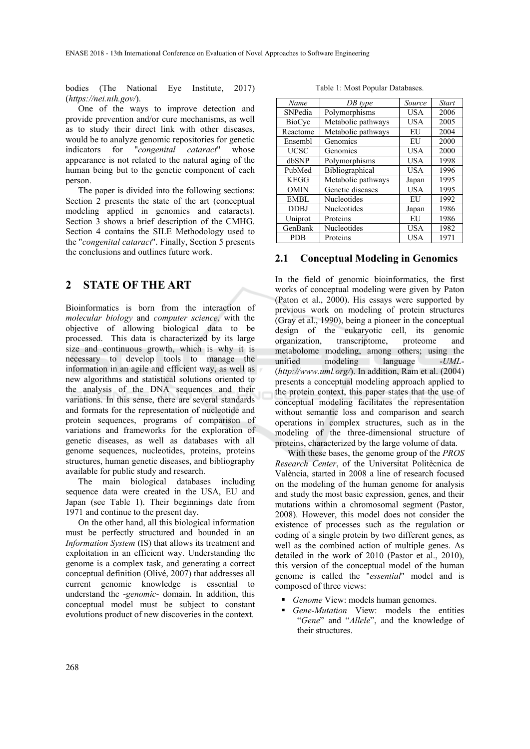bodies (The National Eye Institute, 2017) (*https://nei.nih.gov/*).

One of the ways to improve detection and provide prevention and/or cure mechanisms, as well as to study their direct link with other diseases, would be to analyze genomic repositories for genetic indicators for "*congenital cataract*" whose appearance is not related to the natural aging of the human being but to the genetic component of each person.

The paper is divided into the following sections: Section 2 presents the state of the art (conceptual modeling applied in genomics and cataracts). Section 3 shows a brief description of the CMHG. Section 4 contains the SILE Methodology used to the "*congenital cataract*". Finally, Section 5 presents the conclusions and outlines future work.

## 2 STATE OF THE ART

Bioinformatics is born from the interaction of *molecular biology* and *computer science*, with the objective of allowing biological data to be processed. This data is characterized by its large size and continuous growth, which is why it is necessary to develop tools to manage the information in an agile and efficient way, as well as new algorithms and statistical solutions oriented to the analysis of the DNA sequences and their variations. In this sense, there are several standards and formats for the representation of nucleotide and protein sequences, programs of comparison of variations and frameworks for the exploration of genetic diseases, as well as databases with all genome sequences, nucleotides, proteins, proteins structures, human genetic diseases, and bibliography available for public study and research.

The main biological databases including sequence data were created in the USA, EU and Japan (see Table 1). Their beginnings date from 1971 and continue to the present day.

On the other hand, all this biological information must be perfectly structured and bounded in an *Information System* (IS) that allows its treatment and exploitation in an efficient way. Understanding the genome is a complex task, and generating a correct conceptual definition (Olivé, 2007) that addresses all current genomic knowledge is essential to understand the -*genomic*- domain. In addition, this conceptual model must be subject to constant evolutions product of new discoveries in the context.

Table 1: Most Popular Databases.

| *Name* | *DB type* | *Source* | *Start* |
|---|---|---|---|
| SNPedia | Polymorphisms | USA | 2006 |
| BioCyc | Metabolic pathways | USA | 2005 |
| Reactome | Metabolic pathways | EU | 2004 |
| Ensembl | Genomics | EU | 2000 |
| UCSC | Genomics | USA | 2000 |
| dbSNP | Polymorphisms | USA | 1998 |
| PubMed | Bibliographical | USA | 1996 |
| KEGG | Metabolic pathways | Japan | 1995 |
| OMIN | Genetic diseases | USA | 1995 |
| EMBL | Nucleotides | EU | 1992 |
| DDBJ | Nucleotides | Japan | 1986 |
| Uniprot | Proteins | EU | 1986 |
| GenBank | Nucleotides | USA | 1982 |
| PDB | Proteins | USA | 1971 |

### 2.1 Conceptual Modeling in Genomics

In the field of genomic bioinformatics, the first works of conceptual modeling were given by Paton (Paton et al., 2000). His essays were supported by previous work on modeling of protein structures (Gray et al., 1990), being a pioneer in the conceptual design of the eukaryotic cell, its genomic organization, transcriptome, proteome and metabolome modeling, among others; using the unified modeling language -*UML*- (*http://www.uml.org/*). In addition, Ram et al. (2004) presents a conceptual modeling approach applied to the protein context, this paper states that the use of conceptual modeling facilitates the representation without semantic loss and comparison and search operations in complex structures, such as in the modeling of the three-dimensional structure of proteins, characterized by the large volume of data.

With these bases, the genome group of the *PROS Research Center*, of the Universitat Politècnica de València, started in 2008 a line of research focused on the modeling of the human genome for analysis and study the most basic expression, genes, and their mutations within a chromosomal segment (Pastor, 2008). However, this model does not consider the existence of processes such as the regulation or coding of a single protein by two different genes, as well as the combined action of multiple genes. As detailed in the work of 2010 (Pastor et al., 2010), this version of the conceptual model of the human genome is called the "*essential*" model and is composed of three views:

- *Genome* View: models human genomes.
- *Gene-Mutation* View: models the entities "*Gene*" and "*Allele*", and the knowledge of their structures.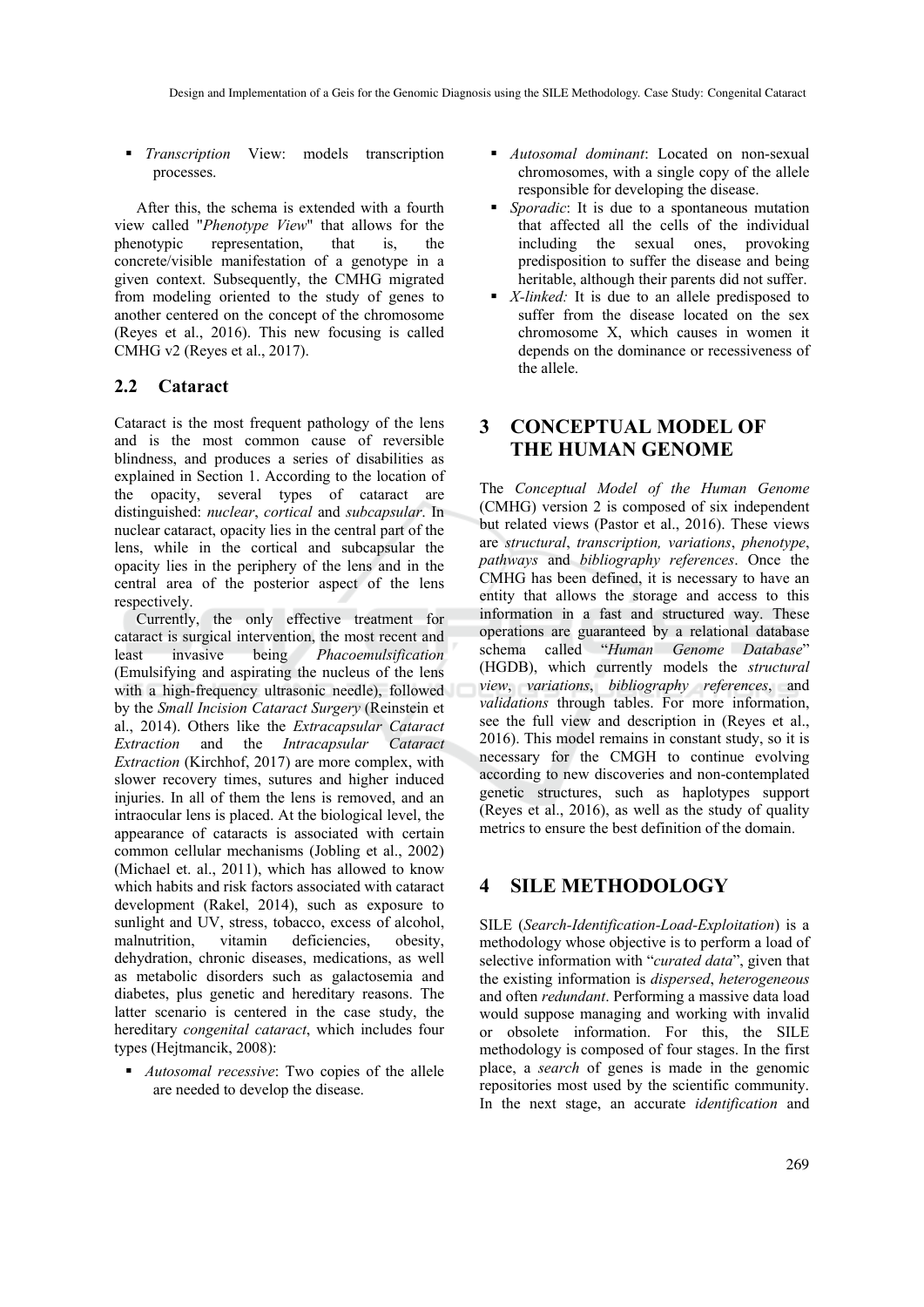- *Transcription* View: models transcription processes.

After this, the schema is extended with a fourth view called "*Phenotype View*" that allows for the phenotypic representation, that is, the concrete/visible manifestation of a genotype in a given context. Subsequently, the CMHG migrated from modeling oriented to the study of genes to another centered on the concept of the chromosome (Reyes et al., 2016). This new focusing is called CMHG v2 (Reyes et al., 2017).

### 2.2 Cataract

Cataract is the most frequent pathology of the lens and is the most common cause of reversible blindness, and produces a series of disabilities as explained in Section 1. According to the location of the opacity, several types of cataract are distinguished: *nuclear*, *cortical* and *subcapsular*. In nuclear cataract, opacity lies in the central part of the lens, while in the cortical and subcapsular the opacity lies in the periphery of the lens and in the central area of the posterior aspect of the lens respectively.

Currently, the only effective treatment for cataract is surgical intervention, the most recent and least invasive being *Phacoemulsification* (Emulsifying and aspirating the nucleus of the lens with a high-frequency ultrasonic needle), followed by the *Small Incision Cataract Surgery* (Reinstein et al., 2014). Others like the *Extracapsular Cataract Extraction* and the *Intracapsular Cataract Extraction* (Kirchhof, 2017) are more complex, with slower recovery times, sutures and higher induced injuries. In all of them the lens is removed, and an intraocular lens is placed. At the biological level, the appearance of cataracts is associated with certain common cellular mechanisms (Jobling et al., 2002) (Michael et. al., 2011), which has allowed to know which habits and risk factors associated with cataract development (Rakel, 2014), such as exposure to sunlight and UV, stress, tobacco, excess of alcohol, malnutrition, vitamin deficiencies, obesity, dehydration, chronic diseases, medications, as well as metabolic disorders such as galactosemia and diabetes, plus genetic and hereditary reasons. The latter scenario is centered in the case study, the hereditary *congenital cataract*, which includes four types (Hejtmancik, 2008):

- *Autosomal recessive*: Two copies of the allele are needed to develop the disease.
- *Autosomal dominant*: Located on non-sexual chromosomes, with a single copy of the allele responsible for developing the disease.
- *Sporadic*: It is due to a spontaneous mutation that affected all the cells of the individual including the sexual ones, provoking predisposition to suffer the disease and being heritable, although their parents did not suffer.
- *X-linked:* It is due to an allele predisposed to suffer from the disease located on the sex chromosome X, which causes in women it depends on the dominance or recessiveness of the allele.

## 3 CONCEPTUAL MODEL OF THE HUMAN GENOME

The *Conceptual Model of the Human Genome* (CMHG) version 2 is composed of six independent but related views (Pastor et al., 2016). These views are *structural*, *transcription, variations*, *phenotype*, *pathways* and *bibliography references*. Once the CMHG has been defined, it is necessary to have an entity that allows the storage and access to this information in a fast and structured way. These operations are guaranteed by a relational database schema called "*Human Genome Database*" (HGDB), which currently models the *structural view*, *variations*, *bibliography references*, and *validations* through tables. For more information, see the full view and description in (Reyes et al., 2016). This model remains in constant study, so it is necessary for the CMGH to continue evolving according to new discoveries and non-contemplated genetic structures, such as haplotypes support (Reyes et al., 2016), as well as the study of quality metrics to ensure the best definition of the domain.

## 4 SILE METHODOLOGY

SILE (*Search-Identification-Load-Exploitation*) is a methodology whose objective is to perform a load of selective information with "*curated data*", given that the existing information is *dispersed*, *heterogeneous* and often *redundant*. Performing a massive data load would suppose managing and working with invalid or obsolete information. For this, the SILE methodology is composed of four stages. In the first place, a *search* of genes is made in the genomic repositories most used by the scientific community. In the next stage, an accurate *identification* and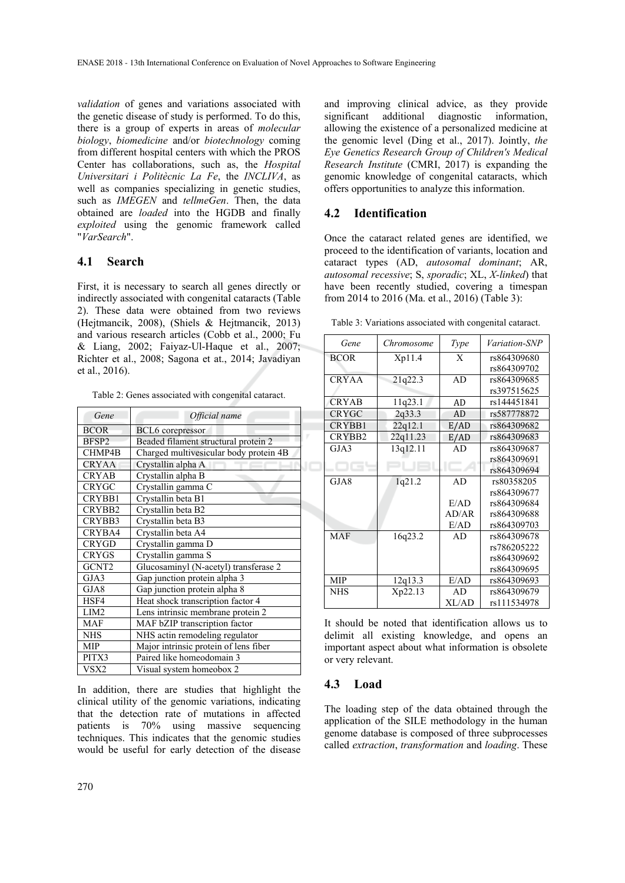*validation* of genes and variations associated with the genetic disease of study is performed. To do this, there is a group of experts in areas of *molecular biology*, *biomedicine* and/or *biotechnology* coming from different hospital centers with which the PROS Center has collaborations, such as, the *Hospital Universitari i Politècnic La Fe*, the *INCLIVA*, as well as companies specializing in genetic studies, such as *IMEGEN* and *tellmeGen*. Then, the data obtained are *loaded* into the HGDB and finally *exploited* using the genomic framework called "*VarSearch*".

## 4.1 Search

First, it is necessary to search all genes directly or indirectly associated with congenital cataracts (Table 2). These data were obtained from two reviews (Hejtmancik, 2008), (Shiels & Hejtmancik, 2013) and various research articles (Cobb et al., 2000; Fu & Liang, 2002; Faiyaz-Ul-Haque et al., 2007; Richter et al., 2008; Sagona et at., 2014; Javadiyan et al., 2016).

Table 2: Genes associated with congenital cataract.

| *Gene* | *Official name* |
|---|---|
| BCOR | BCL6 corepressor |
| BFSP2 | Beaded filament structural protein 2 |
| CHMP4B | Charged multivesicular body protein 4B |
| CRYAA | Crystallin alpha A |
| CRYAB | Crystallin alpha B |
| CRYGC | Crystallin gamma C |
| CRYBB1 | Crystallin beta B1 |
| CRYBB2 | Crystallin beta B2 |
| CRYBB3 | Crystallin beta B3 |
| CRYBA4 | Crystallin beta A4 |
| CRYGD | Crystallin gamma D |
| CRYGS | Crystallin gamma S |
| GCNT2 | Glucosaminyl (N-acetyl) transferase 2 |
| GJA3 | Gap junction protein alpha 3 |
| GJA8 | Gap junction protein alpha 8 |
| HSF4 | Heat shock transcription factor 4 |
| LIM2 | Lens intrinsic membrane protein 2 |
| MAF | MAF bZIP transcription factor |
| NHS | NHS actin remodeling regulator |
| MIP | Major intrinsic protein of lens fiber |
| PITX3 | Paired like homeodomain 3 |
| VSX2 | Visual system homeobox 2 |

In addition, there are studies that highlight the clinical utility of the genomic variations, indicating that the detection rate of mutations in affected patients is 70% using massive sequencing techniques. This indicates that the genomic studies would be useful for early detection of the disease and improving clinical advice, as they provide significant additional diagnostic information, allowing the existence of a personalized medicine at the genomic level (Ding et al., 2017). Jointly, *the Eye Genetics Research Group of Children's Medical Research Institute* (CMRI, 2017) is expanding the genomic knowledge of congenital cataracts, which offers opportunities to analyze this information.

## 4.2 Identification

Once the cataract related genes are identified, we proceed to the identification of variants, location and cataract types (AD, *autosomal dominant*; AR, *autosomal recessive*; S, *sporadic*; XL, *X-linked*) that have been recently studied, covering a timespan from 2014 to 2016 (Ma. et al., 2016) (Table 3):

Table 3: Variations associated with congenital cataract.

| *Gene* | *Chromosome* | *Type* | *Variation-SNP* |
|---|---|---|---|
| BCOR | Xp11.4 | X | rs864309680 |
| | | | rs864309702 |
| CRYAA | 21q22.3 | AD | rs864309685 |
| | | | rs397515625 |
| CRYAB | 11q23.1 | AD | rs144451841 |
| CRYGC | 2q33.3 | AD | rs587778872 |
| CRYBB1 | 22q12.1 | E/AD | rs864309682 |
| CRYBB2 | 22q11.23 | E/AD | rs864309683 |
| GJA3 | 13q12.11 | AD | rs864309687 |
| | | | rs864309691 |
| | | | rs864309694 |
| GJA8 | 1q21.2 | AD | rs80358205 |
| | | | rs864309677 |
| | | E/AD | rs864309684 |
| | | AD/AR | rs864309688 |
| | | E/AD | rs864309703 |
| MAF | 16q23.2 | AD | rs864309678 |
| | | | rs786205222 |
| | | | rs864309692 |
| | | | rs864309695 |
| MIP | 12q13.3 | E/AD | rs864309693 |
| NHS | Xp22.13 | AD | rs864309679 |
| | | XL/AD | rs111534978 |

It should be noted that identification allows us to delimit all existing knowledge, and opens an important aspect about what information is obsolete or very relevant.

## 4.3 Load

The loading step of the data obtained through the application of the SILE methodology in the human genome database is composed of three subprocesses called *extraction*, *transformation* and *loading*. These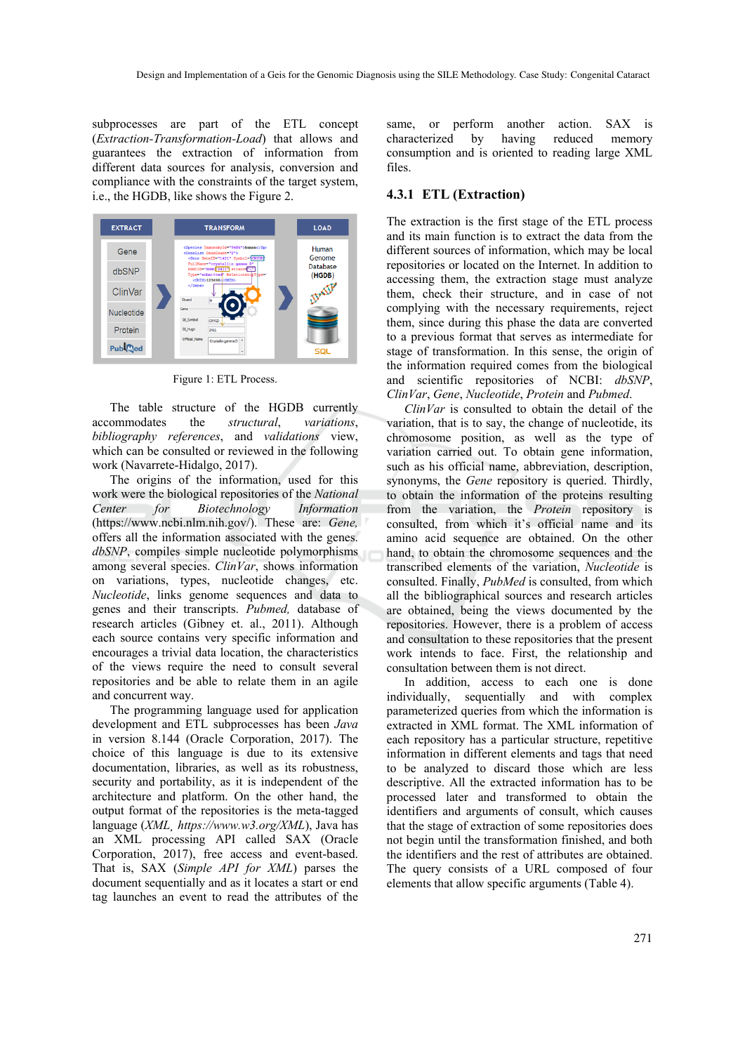subprocesses are part of the ETL concept (*Extraction-Transformation-Load*) that allows and guarantees the extraction of information from different data sources for analysis, conversion and compliance with the constraints of the target system, i.e., the HGDB, like shows the Figure 2.

Figure 1: ETL Process.

The table structure of the HGDB currently accommodates the *structural*, *variations*, *bibliography references*, and *validations* view, which can be consulted or reviewed in the following work (Navarrete-Hidalgo, 2017).

The origins of the information, used for this work were the biological repositories of the *National Center for Biotechnology Information* (https://www.ncbi.nlm.nih.gov/). These are: *Gene,* offers all the information associated with the genes. *dbSNP*, compiles simple nucleotide polymorphisms among several species. *ClinVar*, shows information on variations, types, nucleotide changes, etc. *Nucleotide*, links genome sequences and data to genes and their transcripts. *Pubmed,* database of research articles (Gibney et. al., 2011). Although each source contains very specific information and encourages a trivial data location, the characteristics of the views require the need to consult several repositories and be able to relate them in an agile and concurrent way.

The programming language used for application development and ETL subprocesses has been *Java* in version 8.144 (Oracle Corporation, 2017). The choice of this language is due to its extensive documentation, libraries, as well as its robustness, security and portability, as it is independent of the architecture and platform. On the other hand, the output format of the repositories is the meta-tagged language (*XML*, *https://www.w3.org/XML*), Java has an XML processing API called SAX (Oracle Corporation, 2017), free access and event-based. That is, SAX (*Simple API for XML*) parses the document sequentially and as it locates a start or end tag launches an event to read the attributes of the same, or perform another action. SAX is characterized by having reduced memory consumption and is oriented to reading large XML files.

### 4.3.1 ETL (Extraction)

The extraction is the first stage of the ETL process and its main function is to extract the data from the different sources of information, which may be local repositories or located on the Internet. In addition to accessing them, the extraction stage must analyze them, check their structure, and in case of not complying with the necessary requirements, reject them, since during this phase the data are converted to a previous format that serves as intermediate for stage of transformation. In this sense, the origin of the information required comes from the biological and scientific repositories of NCBI: *dbSNP*, *ClinVar*, *Gene*, *Nucleotide*, *Protein* and *Pubmed*.

*ClinVar* is consulted to obtain the detail of the variation, that is to say, the change of nucleotide, its chromosome position, as well as the type of variation carried out. To obtain gene information, such as his official name, abbreviation, description, synonyms, the *Gene* repository is queried. Thirdly, to obtain the information of the proteins resulting from the variation, the *Protein* repository is consulted, from which it's official name and its amino acid sequence are obtained. On the other hand, to obtain the chromosome sequences and the transcribed elements of the variation, *Nucleotide* is consulted. Finally, *PubMed* is consulted, from which all the bibliographical sources and research articles are obtained, being the views documented by the repositories. However, there is a problem of access and consultation to these repositories that the present work intends to face. First, the relationship and consultation between them is not direct.

In addition, access to each one is done individually, sequentially and with complex parameterized queries from which the information is extracted in XML format. The XML information of each repository has a particular structure, repetitive information in different elements and tags that need to be analyzed to discard those which are less descriptive. All the extracted information has to be processed later and transformed to obtain the identifiers and arguments of consult, which causes that the stage of extraction of some repositories does not begin until the transformation finished, and both the identifiers and the rest of attributes are obtained. The query consists of a URL composed of four elements that allow specific arguments (Table 4).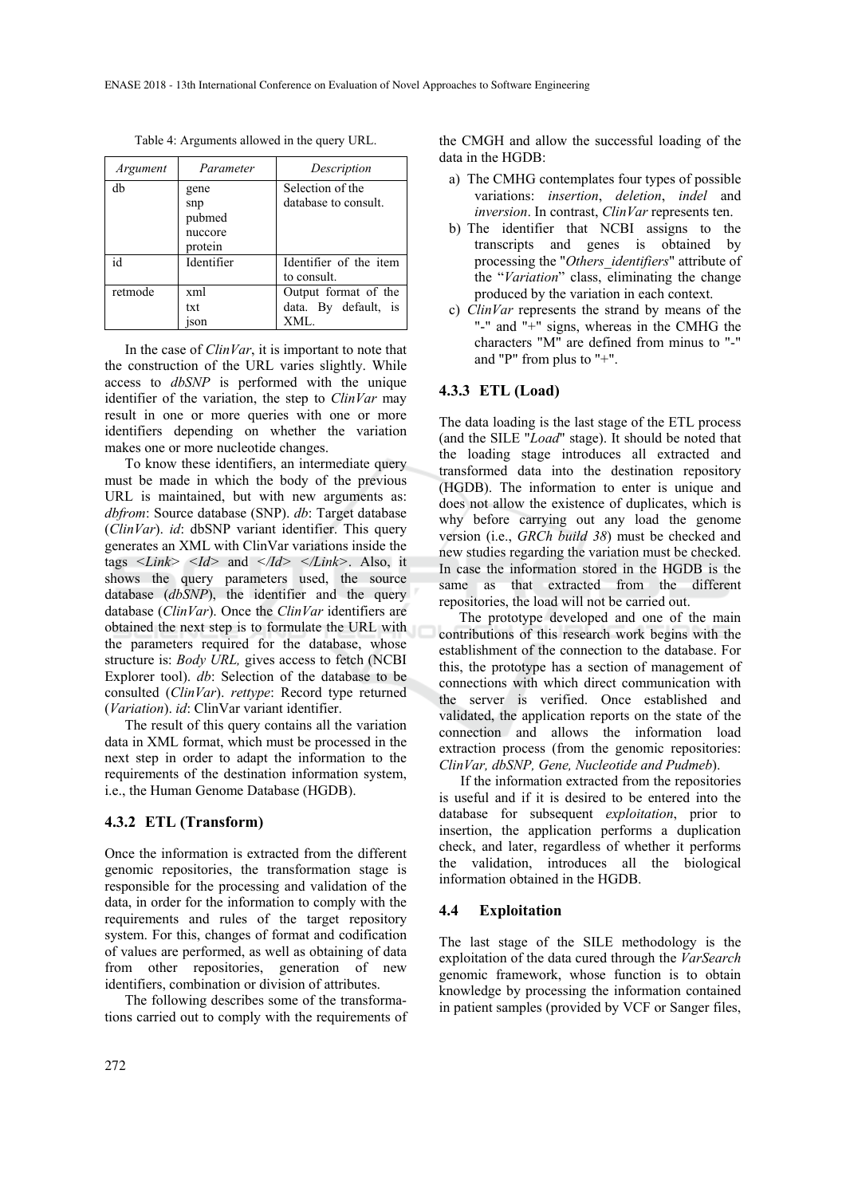Table 4: Arguments allowed in the query URL.

| *Argument* | *Parameter* | *Description* |
|---|---|---|
| db | gene<br>snp<br>pubmed<br>nuccore<br>protein | Selection of the database to consult. |
| id | Identifier | Identifier of the item to consult. |
| retmode | xml<br>txt<br>json | Output format of the data. By default, is XML. |

In the case of *ClinVar*, it is important to note that the construction of the URL varies slightly. While access to *dbSNP* is performed with the unique identifier of the variation, the step to *ClinVar* may result in one or more queries with one or more identifiers depending on whether the variation makes one or more nucleotide changes.

To know these identifiers, an intermediate query must be made in which the body of the previous URL is maintained, but with new arguments as: *dbfrom*: Source database (SNP). *db*: Target database (*ClinVar*). *id*: dbSNP variant identifier. This query generates an XML with ClinVar variations inside the tags *<Link> <Id>* and *</Id> </Link>*. Also, it shows the query parameters used, the source database (*dbSNP*), the identifier and the query database (*ClinVar*). Once the *ClinVar* identifiers are obtained the next step is to formulate the URL with the parameters required for the database, whose structure is: *Body URL,* gives access to fetch (NCBI Explorer tool). *db*: Selection of the database to be consulted (*ClinVar*). *rettype*: Record type returned (*Variation*). *id*: ClinVar variant identifier.

The result of this query contains all the variation data in XML format, which must be processed in the next step in order to adapt the information to the requirements of the destination information system, i.e., the Human Genome Database (HGDB).

### 4.3.2 ETL (Transform)

Once the information is extracted from the different genomic repositories, the transformation stage is responsible for the processing and validation of the data, in order for the information to comply with the requirements and rules of the target repository system. For this, changes of format and codification of values are performed, as well as obtaining of data from other repositories, generation of new identifiers, combination or division of attributes.

The following describes some of the transformations carried out to comply with the requirements of the CMGH and allow the successful loading of the data in the HGDB:

a) The CMHG contemplates four types of possible variations: *insertion*, *deletion*, *indel* and *inversion*. In contrast, *ClinVar* represents ten.
b) The identifier that NCBI assigns to the transcripts and genes is obtained by processing the "*Others_identifiers*" attribute of the "*Variation*" class, eliminating the change produced by the variation in each context.
c) *ClinVar* represents the strand by means of the "-" and "+" signs, whereas in the CMHG the characters "M" are defined from minus to "-" and "P" from plus to "+".

### 4.3.3 ETL (Load)

The data loading is the last stage of the ETL process (and the SILE "*Load*" stage). It should be noted that the loading stage introduces all extracted and transformed data into the destination repository (HGDB). The information to enter is unique and does not allow the existence of duplicates, which is why before carrying out any load the genome version (i.e., *GRCh build 38*) must be checked and new studies regarding the variation must be checked. In case the information stored in the HGDB is the same as that extracted from the different repositories, the load will not be carried out.

The prototype developed and one of the main contributions of this research work begins with the establishment of the connection to the database. For this, the prototype has a section of management of connections with which direct communication with the server is verified. Once established and validated, the application reports on the state of the connection and allows the information load extraction process (from the genomic repositories: *ClinVar, dbSNP, Gene, Nucleotide and Pudmeb*).

If the information extracted from the repositories is useful and if it is desired to be entered into the database for subsequent *exploitation*, prior to insertion, the application performs a duplication check, and later, regardless of whether it performs the validation, introduces all the biological information obtained in the HGDB.

## 4.4 Exploitation

The last stage of the SILE methodology is the exploitation of the data cured through the *VarSearch* genomic framework, whose function is to obtain knowledge by processing the information contained in patient samples (provided by VCF or Sanger files,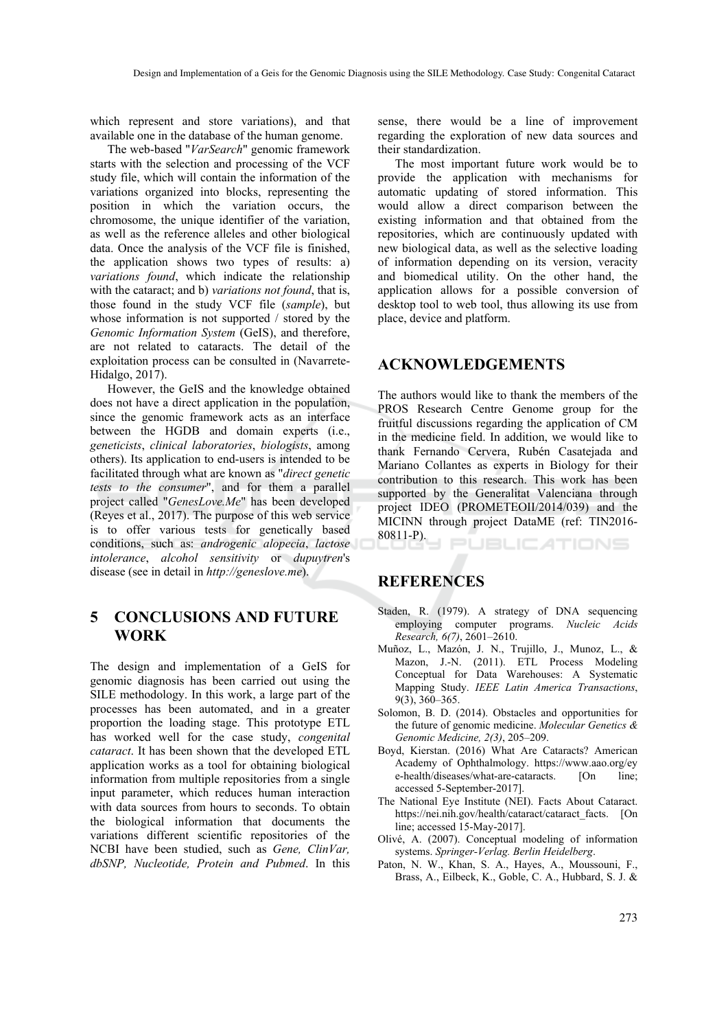which represent and store variations), and that available one in the database of the human genome.

The web-based "*VarSearch*" genomic framework starts with the selection and processing of the VCF study file, which will contain the information of the variations organized into blocks, representing the position in which the variation occurs, the chromosome, the unique identifier of the variation, as well as the reference alleles and other biological data. Once the analysis of the VCF file is finished, the application shows two types of results: a) *variations found*, which indicate the relationship with the cataract; and b) *variations not found*, that is, those found in the study VCF file (*sample*), but whose information is not supported / stored by the *Genomic Information System* (GeIS), and therefore, are not related to cataracts. The detail of the exploitation process can be consulted in (Navarrete-Hidalgo, 2017).

However, the GeIS and the knowledge obtained does not have a direct application in the population, since the genomic framework acts as an interface between the HGDB and domain experts (i.e., *geneticists*, *clinical laboratories*, *biologists*, among others). Its application to end-users is intended to be facilitated through what are known as "*direct genetic tests to the consumer*", and for them a parallel project called "*GenesLove.Me*" has been developed (Reyes et al., 2017). The purpose of this web service is to offer various tests for genetically based conditions, such as: *androgenic alopecia*, *lactose intolerance*, *alcohol sensitivity* or *dupuytren*'s disease (see in detail in *http://geneslove.me*).

## 5 CONCLUSIONS AND FUTURE WORK

The design and implementation of a GeIS for genomic diagnosis has been carried out using the SILE methodology. In this work, a large part of the processes has been automated, and in a greater proportion the loading stage. This prototype ETL has worked well for the case study, *congenital cataract*. It has been shown that the developed ETL application works as a tool for obtaining biological information from multiple repositories from a single input parameter, which reduces human interaction with data sources from hours to seconds. To obtain the biological information that documents the variations different scientific repositories of the NCBI have been studied, such as *Gene, ClinVar, dbSNP, Nucleotide, Protein and Pubmed*. In this sense, there would be a line of improvement regarding the exploration of new data sources and their standardization.

The most important future work would be to provide the application with mechanisms for automatic updating of stored information. This would allow a direct comparison between the existing information and that obtained from the repositories, which are continuously updated with new biological data, as well as the selective loading of information depending on its version, veracity and biomedical utility. On the other hand, the application allows for a possible conversion of desktop tool to web tool, thus allowing its use from place, device and platform.

## ACKNOWLEDGEMENTS

The authors would like to thank the members of the PROS Research Centre Genome group for the fruitful discussions regarding the application of CM in the medicine field. In addition, we would like to thank Fernando Cervera, Rubén Casatejada and Mariano Collantes as experts in Biology for their contribution to this research. This work has been supported by the Generalitat Valenciana through project IDEO (PROMETEOII/2014/039) and the MICINN through project DataME (ref: TIN2016-80811-P).

## REFERENCES

Staden, R. (1979). A strategy of DNA sequencing employing computer programs. *Nucleic Acids Research, 6(7)*, 2601–2610.

Muñoz, L., Mazón, J. N., Trujillo, J., Munoz, L., & Mazon, J.-N. (2011). ETL Process Modeling Conceptual for Data Warehouses: A Systematic Mapping Study. *IEEE Latin America Transactions*, 9(3), 360–365.

Solomon, B. D. (2014). Obstacles and opportunities for the future of genomic medicine. *Molecular Genetics & Genomic Medicine, 2(3)*, 205–209.

Boyd, Kierstan. (2016) What Are Cataracts? American Academy of Ophthalmology. https://www.aao.org/eye-health/diseases/what-are-cataracts. [On line; accessed 5-September-2017].

The National Eye Institute (NEI). Facts About Cataract. https://nei.nih.gov/health/cataract/cataract_facts. [On line; accessed 15-May-2017].

Olivé, A. (2007). Conceptual modeling of information systems. *Springer-Verlag. Berlin Heidelberg*.

Paton, N. W., Khan, S. A., Hayes, A., Moussouni, F., Brass, A., Eilbeck, K., Goble, C. A., Hubbard, S. J. &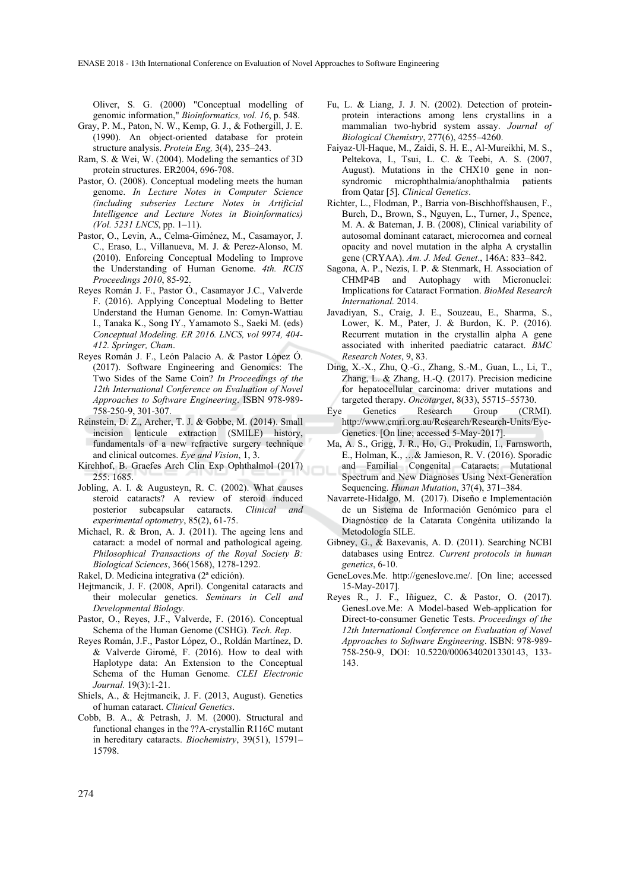Oliver, S. G. (2000) "Conceptual modelling of genomic information," *Bioinformatics, vol. 16*, p. 548.

Gray, P. M., Paton, N. W., Kemp, G. J., & Fothergill, J. E. (1990). An object-oriented database for protein structure analysis. *Protein Eng,* 3(4), 235–243.

Ram, S. & Wei, W. (2004). Modeling the semantics of 3D protein structures. ER2004, 696-708.

Pastor, O. (2008). Conceptual modeling meets the human genome. *In Lecture Notes in Computer Science (including subseries Lecture Notes in Artificial Intelligence and Lecture Notes in Bioinformatics) (Vol. 5231 LNCS*, pp. 1–11).

Pastor, O., Levin, A., Celma-Giménez, M., Casamayor, J. C., Eraso, L., Villanueva, M. J. & Perez-Alonso, M. (2010). Enforcing Conceptual Modeling to Improve the Understanding of Human Genome. *4th. RCIS Proceedings 2010*, 85-92.

Reyes Román J. F., Pastor Ó., Casamayor J.C., Valverde F. (2016). Applying Conceptual Modeling to Better Understand the Human Genome. In: Comyn-Wattiau I., Tanaka K., Song IY., Yamamoto S., Saeki M. (eds) *Conceptual Modeling. ER 2016. LNCS, vol 9974, 404-412. Springer, Cham*.

Reyes Román J. F., León Palacio A. & Pastor López Ó. (2017). Software Engineering and Genomics: The Two Sides of the Same Coin? *In Proceedings of the 12th International Conference on Evaluation of Novel Approaches to Software Engineering*. ISBN 978-989-758-250-9, 301-307.

Reinstein, D. Z., Archer, T. J. & Gobbe, M. (2014). Small incision lenticule extraction (SMILE) history, fundamentals of a new refractive surgery technique and clinical outcomes. *Eye and Vision*, 1, 3.

Kirchhof, B. Graefes Arch Clin Exp Ophthalmol (2017) 255: 1685.

Jobling, A. I. & Augusteyn, R. C. (2002). What causes steroid cataracts? A review of steroid induced posterior subcapsular cataracts. *Clinical and experimental optometry*, 85(2), 61-75.

Michael, R. & Bron, A. J. (2011). The ageing lens and cataract: a model of normal and pathological ageing. *Philosophical Transactions of the Royal Society B: Biological Sciences*, 366(1568), 1278-1292.

Rakel, D. Medicina integrativa (2ª edición).

Hejtmancik, J. F. (2008, April). Congenital cataracts and their molecular genetics. *Seminars in Cell and Developmental Biology*.

Pastor, O., Reyes, J.F., Valverde, F. (2016). Conceptual Schema of the Human Genome (CSHG). *Tech. Rep*.

Reyes Román, J.F., Pastor López, O., Roldán Martínez, D. & Valverde Giromé, F. (2016). How to deal with Haplotype data: An Extension to the Conceptual Schema of the Human Genome. *CLEI Electronic Journal.* 19(3):1-21.

Shiels, A., & Hejtmancik, J. F. (2013, August). Genetics of human cataract. *Clinical Genetics*.

Cobb, B. A., & Petrash, J. M. (2000). Structural and functional changes in the ??A-crystallin R116C mutant in hereditary cataracts. *Biochemistry*, 39(51), 15791–15798.

Fu, L. & Liang, J. J. N. (2002). Detection of protein-protein interactions among lens crystallins in a mammalian two-hybrid system assay. *Journal of Biological Chemistry*, 277(6), 4255–4260.

Faiyaz-Ul-Haque, M., Zaidi, S. H. E., Al-Mureikhi, M. S., Peltekova, I., Tsui, L. C. & Teebi, A. S. (2007, August). Mutations in the CHX10 gene in non-syndromic microphthalmia/anophthalmia patients from Qatar [5]. *Clinical Genetics*.

Richter, L., Flodman, P., Barria von-Bischhoffshausen, F., Burch, D., Brown, S., Nguyen, L., Turner, J., Spence, M. A. & Bateman, J. B. (2008), Clinical variability of autosomal dominant cataract, microcornea and corneal opacity and novel mutation in the alpha A crystallin gene (CRYAA). *Am. J. Med. Genet*., 146A: 833–842.

Sagona, A. P., Nezis, I. P. & Stenmark, H. Association of CHMP4B and Autophagy with Micronuclei: Implications for Cataract Formation. *BioMed Research International.* 2014.

Javadiyan, S., Craig, J. E., Souzeau, E., Sharma, S., Lower, K. M., Pater, J. & Burdon, K. P. (2016). Recurrent mutation in the crystallin alpha A gene associated with inherited paediatric cataract. *BMC Research Notes*, 9, 83.

Ding, X.-X., Zhu, Q.-G., Zhang, S.-M., Guan, L., Li, T., Zhang, L. & Zhang, H.-Q. (2017). Precision medicine for hepatocellular carcinoma: driver mutations and targeted therapy. *Oncotarget*, 8(33), 55715–55730.

Eye Genetics Research Group (CRMI). http://www.cmri.org.au/Research/Research-Units/Eye-Genetics. [On line; accessed 5-May-2017].

Ma, A. S., Grigg, J. R., Ho, G., Prokudin, I., Farnsworth, E., Holman, K., …& Jamieson, R. V. (2016). Sporadic and Familial Congenital Cataracts: Mutational Spectrum and New Diagnoses Using Next-Generation Sequencing. *Human Mutation*, 37(4), 371–384.

Navarrete-Hidalgo, M. (2017). Diseño e Implementación de un Sistema de Información Genómico para el Diagnóstico de la Catarata Congénita utilizando la Metodología SILE.

Gibney, G., & Baxevanis, A. D. (2011). Searching NCBI databases using Entrez*. Current protocols in human genetics*, 6-10.

GeneLoves.Me. http://geneslove.me/. [On line; accessed 15-May-2017].

Reyes R., J. F., Iñiguez, C. & Pastor, O. (2017). GenesLove.Me: A Model-based Web-application for Direct-to-consumer Genetic Tests. *Proceedings of the 12th International Conference on Evaluation of Novel Approaches to Software Engineering*. ISBN: 978-989-758-250-9, DOI: 10.5220/0006340201330143, 133-143.